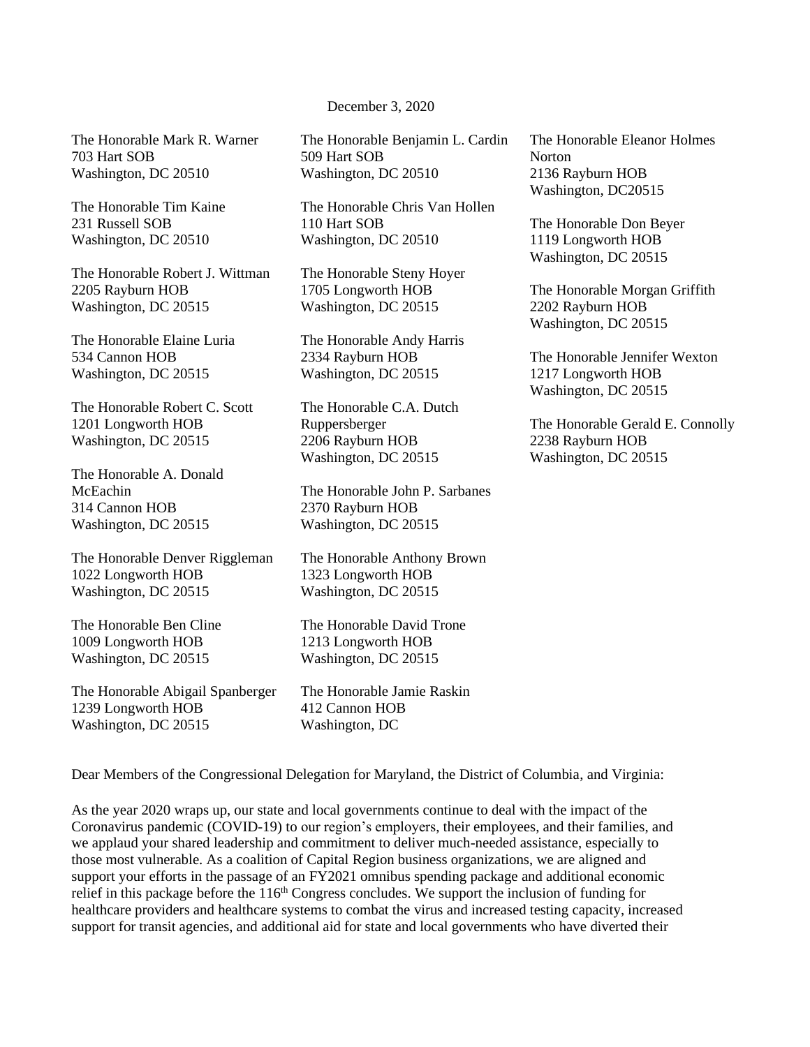December 3, 2020

The Honorable Mark R. Warner
703 Hart SOB
Washington, DC 20510

The Honorable Tim Kaine
231 Russell SOB
Washington, DC 20510

The Honorable Robert J. Wittman
2205 Rayburn HOB
Washington, DC 20515

The Honorable Elaine Luria
534 Cannon HOB
Washington, DC 20515

The Honorable Robert C. Scott
1201 Longworth HOB
Washington, DC 20515

The Honorable A. Donald McEachin
314 Cannon HOB
Washington, DC 20515

The Honorable Denver Riggleman
1022 Longworth HOB
Washington, DC 20515

The Honorable Ben Cline
1009 Longworth HOB
Washington, DC 20515

The Honorable Abigail Spanberger
1239 Longworth HOB
Washington, DC 20515

The Honorable Benjamin L. Cardin
509 Hart SOB
Washington, DC 20510

The Honorable Chris Van Hollen
110 Hart SOB
Washington, DC 20510

The Honorable Steny Hoyer
1705 Longworth HOB
Washington, DC 20515

The Honorable Andy Harris
2334 Rayburn HOB
Washington, DC 20515

The Honorable C.A. Dutch Ruppersberger
2206 Rayburn HOB
Washington, DC 20515

The Honorable John P. Sarbanes
2370 Rayburn HOB
Washington, DC 20515

The Honorable Anthony Brown
1323 Longworth HOB
Washington, DC 20515

The Honorable David Trone
1213 Longworth HOB
Washington, DC 20515

The Honorable Jamie Raskin
412 Cannon HOB
Washington, DC

The Honorable Eleanor Holmes Norton
2136 Rayburn HOB
Washington, DC20515

The Honorable Don Beyer
1119 Longworth HOB
Washington, DC 20515

The Honorable Morgan Griffith
2202 Rayburn HOB
Washington, DC 20515

The Honorable Jennifer Wexton
1217 Longworth HOB
Washington, DC 20515

The Honorable Gerald E. Connolly
2238 Rayburn HOB
Washington, DC 20515

Dear Members of the Congressional Delegation for Maryland, the District of Columbia, and Virginia:

As the year 2020 wraps up, our state and local governments continue to deal with the impact of the Coronavirus pandemic (COVID-19) to our region's employers, their employees, and their families, and we applaud your shared leadership and commitment to deliver much-needed assistance, especially to those most vulnerable. As a coalition of Capital Region business organizations, we are aligned and support your efforts in the passage of an FY2021 omnibus spending package and additional economic relief in this package before the 116th Congress concludes. We support the inclusion of funding for healthcare providers and healthcare systems to combat the virus and increased testing capacity, increased support for transit agencies, and additional aid for state and local governments who have diverted their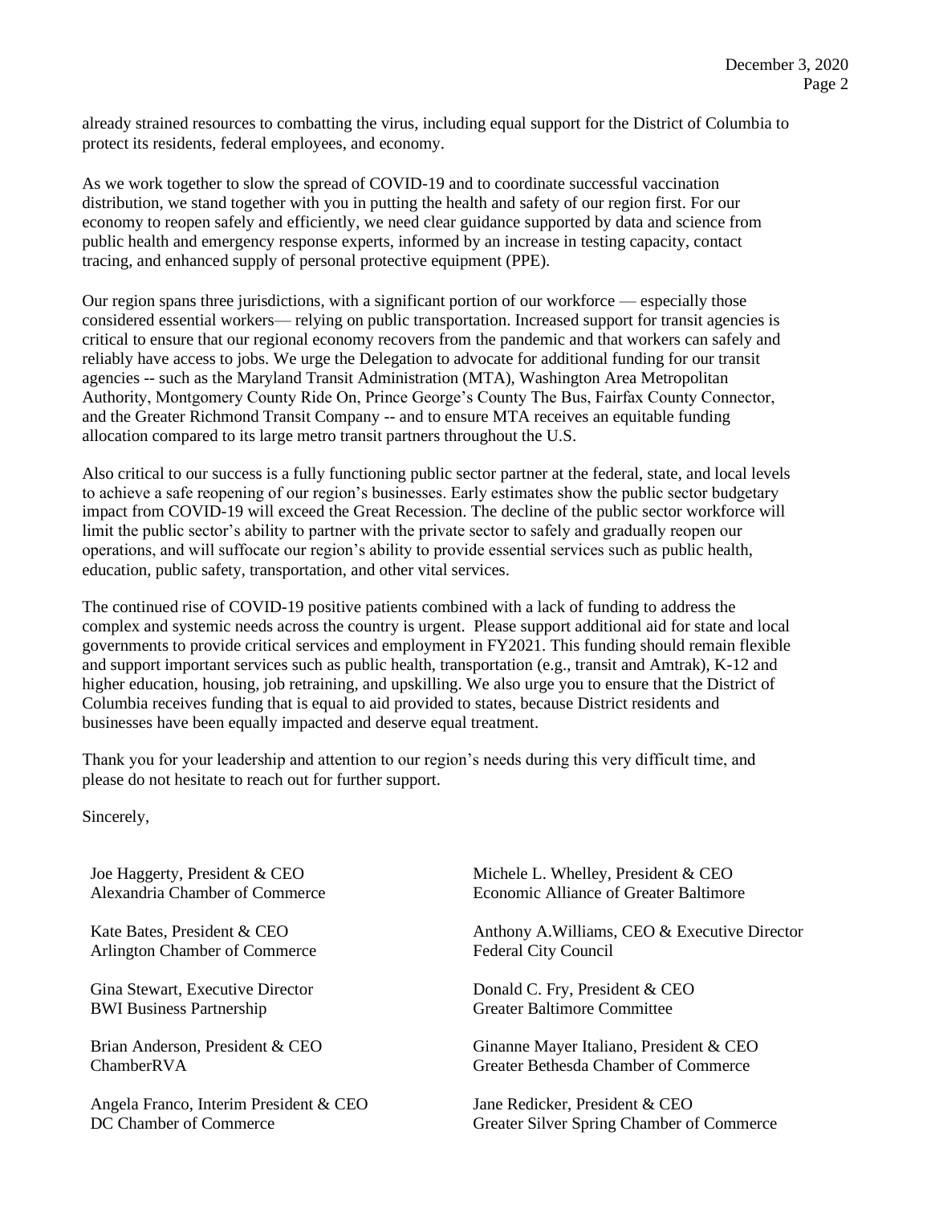already strained resources to combatting the virus, including equal support for the District of Columbia to protect its residents, federal employees, and economy.

As we work together to slow the spread of COVID-19 and to coordinate successful vaccination distribution, we stand together with you in putting the health and safety of our region first. For our economy to reopen safely and efficiently, we need clear guidance supported by data and science from public health and emergency response experts, informed by an increase in testing capacity, contact tracing, and enhanced supply of personal protective equipment (PPE).

Our region spans three jurisdictions, with a significant portion of our workforce — especially those considered essential workers— relying on public transportation. Increased support for transit agencies is critical to ensure that our regional economy recovers from the pandemic and that workers can safely and reliably have access to jobs. We urge the Delegation to advocate for additional funding for our transit agencies -- such as the Maryland Transit Administration (MTA), Washington Area Metropolitan Authority, Montgomery County Ride On, Prince George's County The Bus, Fairfax County Connector, and the Greater Richmond Transit Company -- and to ensure MTA receives an equitable funding allocation compared to its large metro transit partners throughout the U.S.

Also critical to our success is a fully functioning public sector partner at the federal, state, and local levels to achieve a safe reopening of our region's businesses. Early estimates show the public sector budgetary impact from COVID-19 will exceed the Great Recession. The decline of the public sector workforce will limit the public sector's ability to partner with the private sector to safely and gradually reopen our operations, and will suffocate our region's ability to provide essential services such as public health, education, public safety, transportation, and other vital services.

The continued rise of COVID-19 positive patients combined with a lack of funding to address the complex and systemic needs across the country is urgent. Please support additional aid for state and local governments to provide critical services and employment in FY2021. This funding should remain flexible and support important services such as public health, transportation (e.g., transit and Amtrak), K-12 and higher education, housing, job retraining, and upskilling. We also urge you to ensure that the District of Columbia receives funding that is equal to aid provided to states, because District residents and businesses have been equally impacted and deserve equal treatment.

Thank you for your leadership and attention to our region's needs during this very difficult time, and please do not hesitate to reach out for further support.

Sincerely,

Joe Haggerty, President & CEO
Alexandria Chamber of Commerce

Kate Bates, President & CEO
Arlington Chamber of Commerce

Gina Stewart, Executive Director
BWI Business Partnership

Brian Anderson, President & CEO
ChamberRVA

Angela Franco, Interim President & CEO
DC Chamber of Commerce

Michele L. Whelley, President & CEO
Economic Alliance of Greater Baltimore

Anthony A.Williams, CEO & Executive Director
Federal City Council

Donald C. Fry, President & CEO
Greater Baltimore Committee

Ginanne Mayer Italiano, President & CEO
Greater Bethesda Chamber of Commerce

Jane Redicker, President & CEO
Greater Silver Spring Chamber of Commerce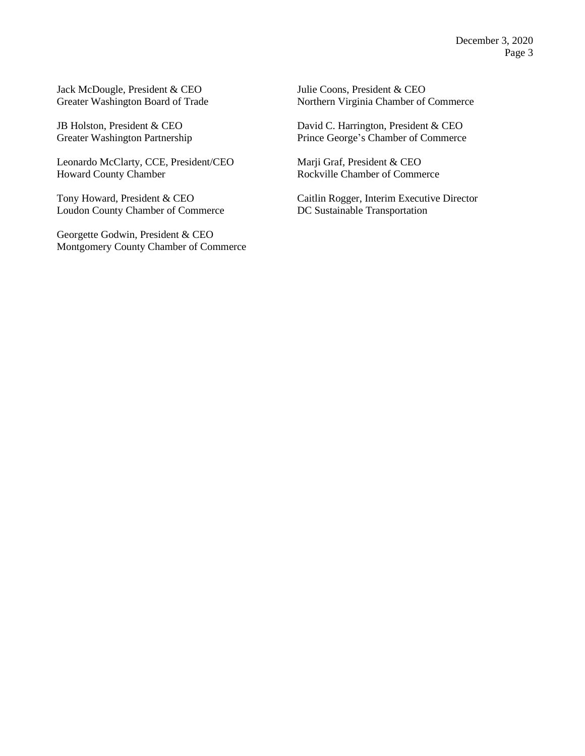Jack McDougle, President & CEO
Greater Washington Board of Trade

JB Holston, President & CEO
Greater Washington Partnership

Leonardo McClarty, CCE, President/CEO
Howard County Chamber

Tony Howard, President & CEO
Loudon County Chamber of Commerce

Georgette Godwin, President & CEO
Montgomery County Chamber of Commerce

Julie Coons, President & CEO
Northern Virginia Chamber of Commerce

David C. Harrington, President & CEO
Prince George's Chamber of Commerce

Marji Graf, President & CEO
Rockville Chamber of Commerce

Caitlin Rogger, Interim Executive Director
DC Sustainable Transportation